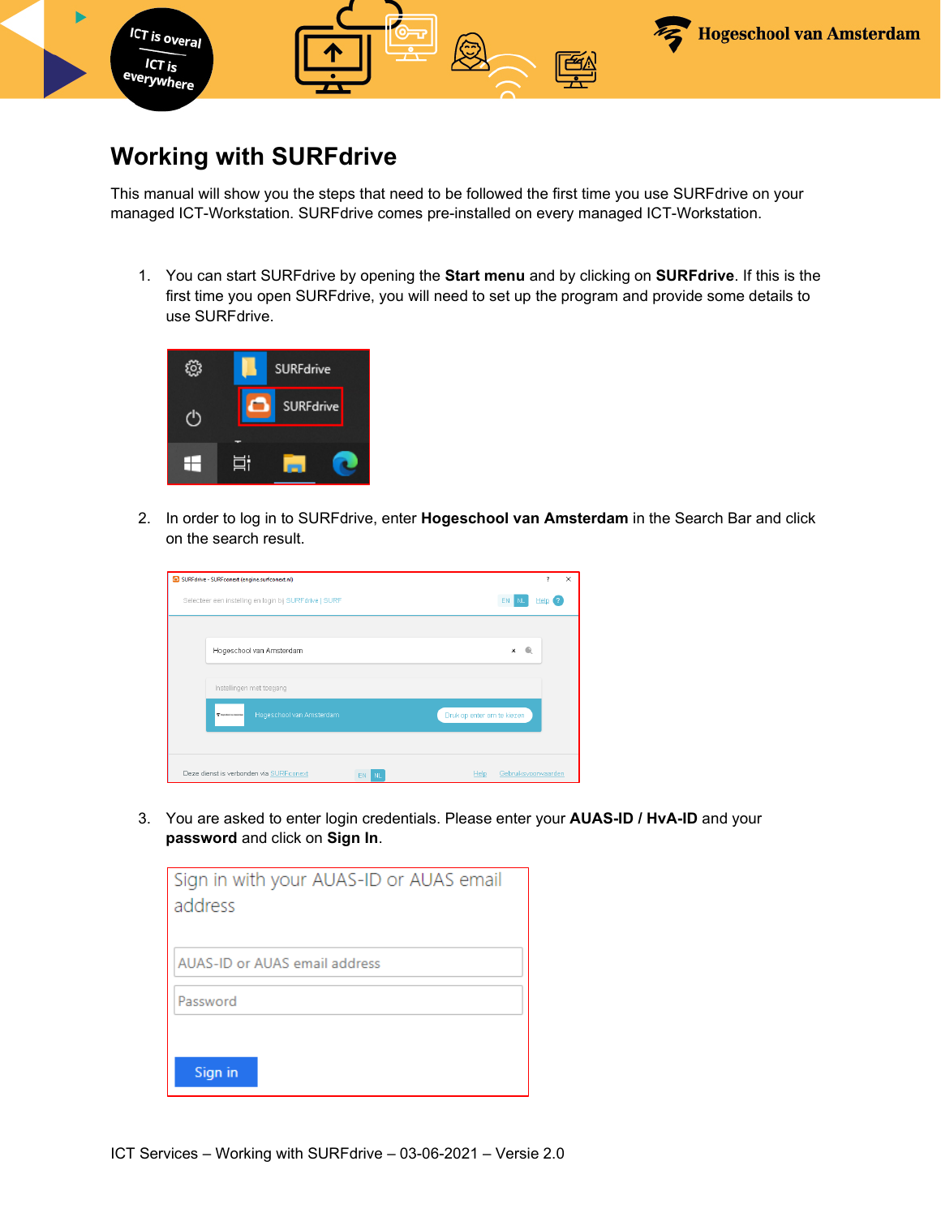# Working with SURFdrive

This manual will show you the steps that need to be followed the first time you use SURFdrive on your managed ICT-Workstation. SURFdrive comes pre-installed on every managed ICT-Workstation.

1. You can start SURFdrive by opening the **Start menu** and by clicking on **SURFdrive**. If this is the first time you open SURFdrive, you will need to set up the program and provide some details to use SURFdrive.

2. In order to log in to SURFdrive, enter **Hogeschool van Amsterdam** in the Search Bar and click on the search result.

3. You are asked to enter login credentials. Please enter your **AUAS-ID / HvA-ID** and your **password** and click on **Sign In**.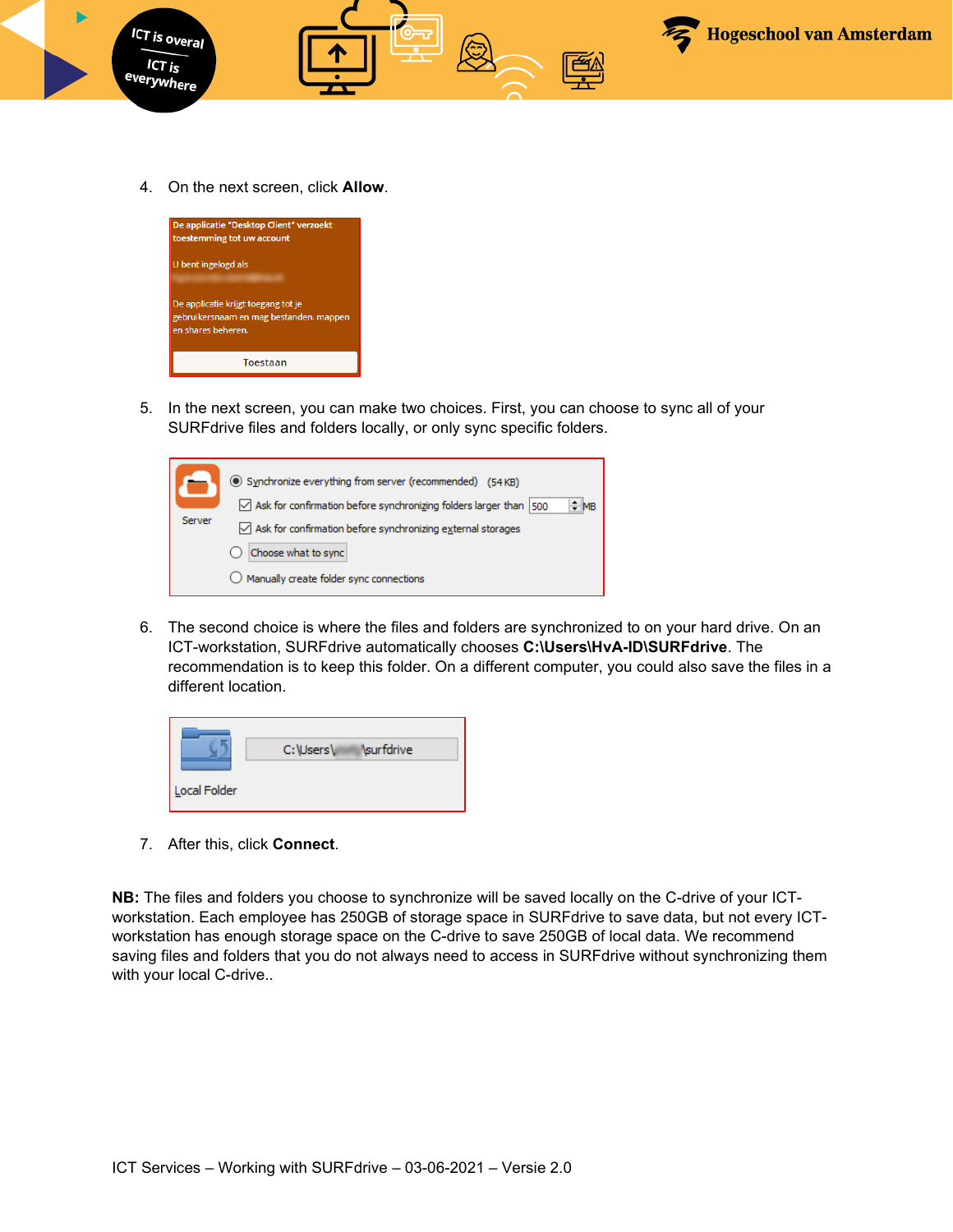4. On the next screen, click **Allow**.

5. In the next screen, you can make two choices. First, you can choose to sync all of your SURFdrive files and folders locally, or only sync specific folders.

6. The second choice is where the files and folders are synchronized to on your hard drive. On an ICT-workstation, SURFdrive automatically chooses **C:\Users\HvA-ID\SURFdrive**. The recommendation is to keep this folder. On a different computer, you could also save the files in a different location.

7. After this, click **Connect**.

**NB:** The files and folders you choose to synchronize will be saved locally on the C-drive of your ICT-workstation. Each employee has 250GB of storage space in SURFdrive to save data, but not every ICT-workstation has enough storage space on the C-drive to save 250GB of local data. We recommend saving files and folders that you do not always need to access in SURFdrive without synchronizing them with your local C-drive..